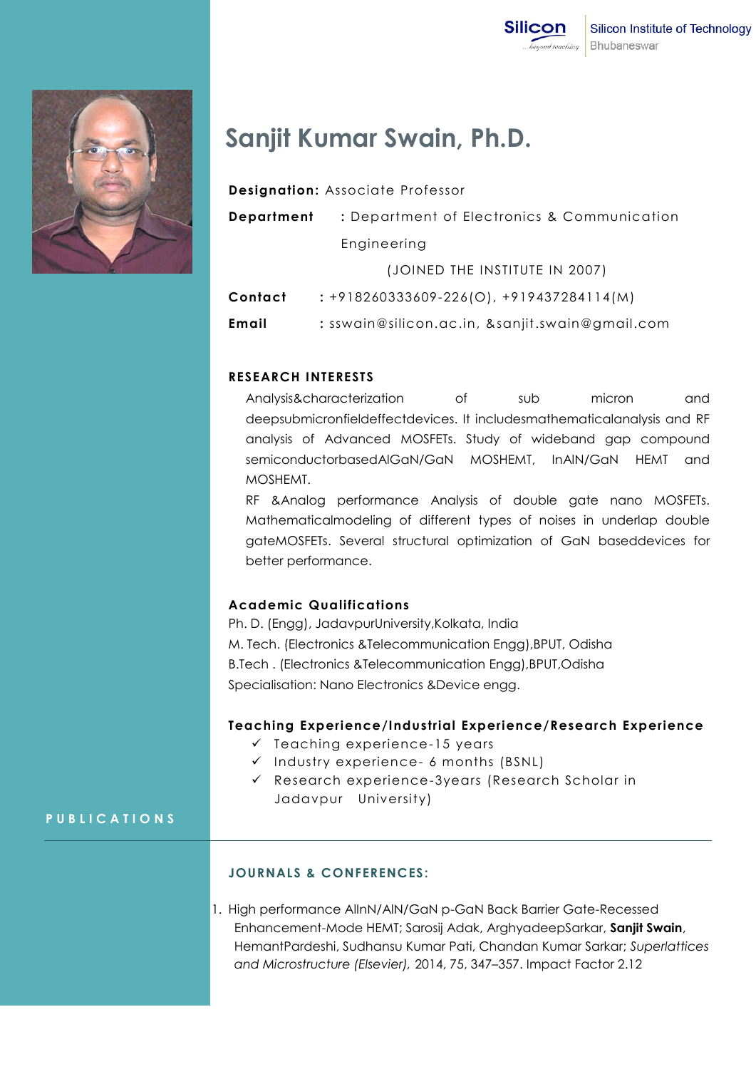Silicon Institute of Technology
Bhubaneswar

# Sanjit Kumar Swain, Ph.D.

**Designation:** Associate Professor

**Department** : Department of Electronics & Communication Engineering

(JOINED THE INSTITUTE IN 2007)

**Contact** : +918260333609-226(O), +919437284114(M)

**Email** : sswain@silicon.ac.in, &sanjit.swain@gmail.com

## RESEARCH INTERESTS

Analysis&characterization of sub micron and deepsubmicronfieldeffectdevices. It includesmathematicalanalysis and RF analysis of Advanced MOSFETs. Study of wideband gap compound semiconductorbasedAlGaN/GaN MOSHEMT, InAlN/GaN HEMT and MOSHEMT.

RF &Analog performance Analysis of double gate nano MOSFETs. Mathematicalmodeling of different types of noises in underlap double gateMOSFETs. Several structural optimization of GaN baseddevices for better performance.

## Academic Qualifications

Ph. D. (Engg), JadavpurUniversity,Kolkata, India

M. Tech. (Electronics &Telecommunication Engg),BPUT, Odisha

B.Tech . (Electronics &Telecommunication Engg),BPUT,Odisha

Specialisation: Nano Electronics &Device engg.

## Teaching Experience/Industrial Experience/Research Experience

- ✓ Teaching experience-15 years
- ✓ Industry experience- 6 months (BSNL)
- ✓ Research experience-3years (Research Scholar in Jadavpur University)

## PUBLICATIONS

### JOURNALS & CONFERENCES:

1. High performance AlInN/AlN/GaN p-GaN Back Barrier Gate-Recessed Enhancement-Mode HEMT; Sarosij Adak, ArghyadeepSarkar, **Sanjit Swain**, HemantPardeshi, Sudhansu Kumar Pati, Chandan Kumar Sarkar; *Superlattices and Microstructure (Elsevier)*, 2014, 75, 347–357. Impact Factor 2.12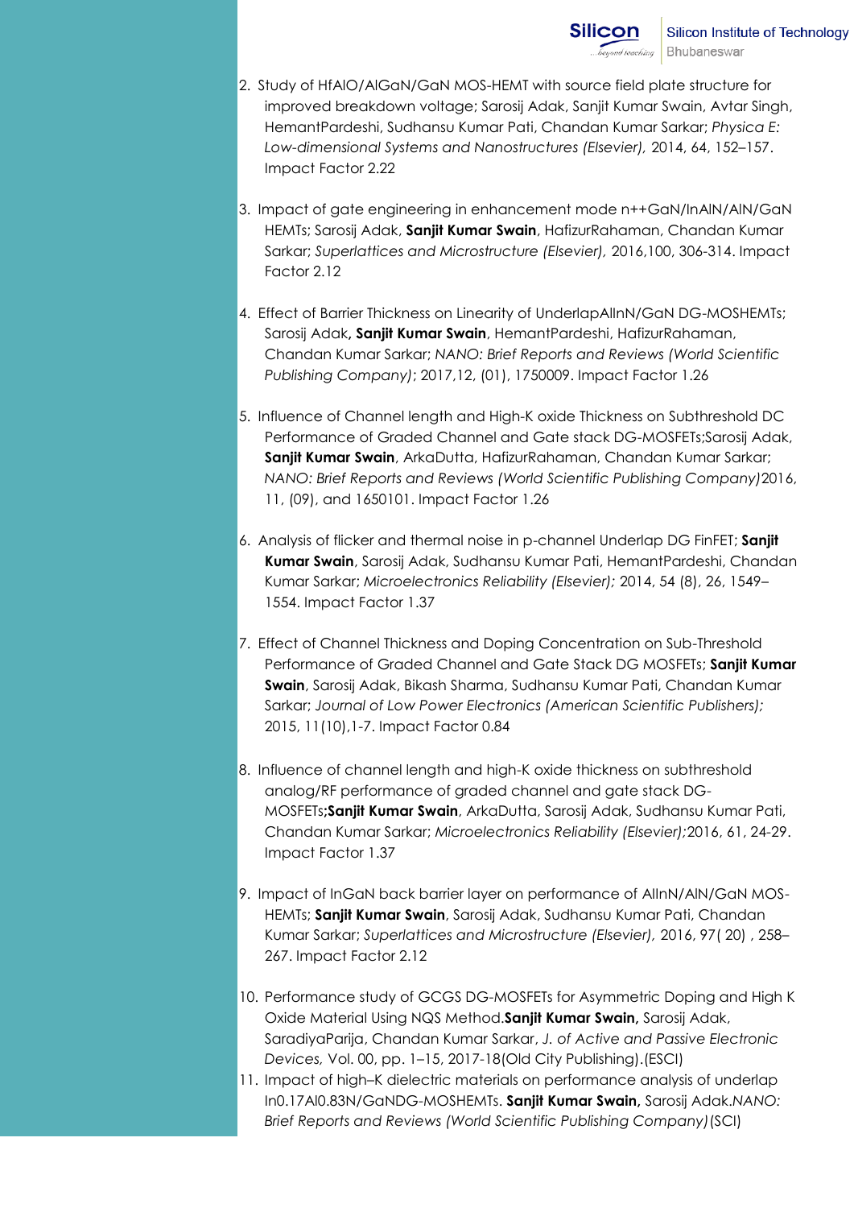2. Study of HfAlO/AlGaN/GaN MOS-HEMT with source field plate structure for improved breakdown voltage; Sarosij Adak, Sanjit Kumar Swain, Avtar Singh, HemantPardeshi, Sudhansu Kumar Pati, Chandan Kumar Sarkar; *Physica E: Low-dimensional Systems and Nanostructures (Elsevier),* 2014, 64, 152–157. Impact Factor 2.22

3. Impact of gate engineering in enhancement mode n++GaN/InAlN/AlN/GaN HEMTs; Sarosij Adak, **Sanjit Kumar Swain**, HafizurRahaman, Chandan Kumar Sarkar; *Superlattices and Microstructure (Elsevier),* 2016,100, 306-314. Impact Factor 2.12

4. Effect of Barrier Thickness on Linearity of UnderlapAlInN/GaN DG-MOSHEMTs; Sarosij Adak**, Sanjit Kumar Swain**, HemantPardeshi, HafizurRahaman, Chandan Kumar Sarkar; *NANO: Brief Reports and Reviews (World Scientific Publishing Company)*; 2017,12, (01), 1750009. Impact Factor 1.26

5. Influence of Channel length and High-K oxide Thickness on Subthreshold DC Performance of Graded Channel and Gate stack DG-MOSFETs;Sarosij Adak, **Sanjit Kumar Swain**, ArkaDutta, HafizurRahaman, Chandan Kumar Sarkar; *NANO: Brief Reports and Reviews (World Scientific Publishing Company)*2016, 11, (09), and 1650101. Impact Factor 1.26

6. Analysis of flicker and thermal noise in p-channel Underlap DG FinFET; **Sanjit Kumar Swain**, Sarosij Adak, Sudhansu Kumar Pati, HemantPardeshi, Chandan Kumar Sarkar; *Microelectronics Reliability (Elsevier);* 2014, 54 (8), 26, 1549–1554. Impact Factor 1.37

7. Effect of Channel Thickness and Doping Concentration on Sub-Threshold Performance of Graded Channel and Gate Stack DG MOSFETs; **Sanjit Kumar Swain**, Sarosij Adak, Bikash Sharma, Sudhansu Kumar Pati, Chandan Kumar Sarkar; *Journal of Low Power Electronics (American Scientific Publishers);* 2015, 11(10),1-7. Impact Factor 0.84

8. Influence of channel length and high-K oxide thickness on subthreshold analog/RF performance of graded channel and gate stack DG-MOSFETs**;Sanjit Kumar Swain**, ArkaDutta, Sarosij Adak, Sudhansu Kumar Pati, Chandan Kumar Sarkar; *Microelectronics Reliability (Elsevier);*2016, 61, 24-29. Impact Factor 1.37

9. Impact of InGaN back barrier layer on performance of AlInN/AlN/GaN MOS-HEMTs; **Sanjit Kumar Swain**, Sarosij Adak, Sudhansu Kumar Pati, Chandan Kumar Sarkar; *Superlattices and Microstructure (Elsevier),* 2016, 97( 20) , 258–267. Impact Factor 2.12

10. Performance study of GCGS DG-MOSFETs for Asymmetric Doping and High K Oxide Material Using NQS Method.**Sanjit Kumar Swain,** Sarosij Adak, SaradiyaParija, Chandan Kumar Sarkar, *J. of Active and Passive Electronic Devices,* Vol. 00, pp. 1–15, 2017-18(Old City Publishing).(ESCI)

11. Impact of high–K dielectric materials on performance analysis of underlap In0.17Al0.83N/GaNDG-MOSHEMTs. **Sanjit Kumar Swain,** Sarosij Adak.*NANO: Brief Reports and Reviews (World Scientific Publishing Company)*(SCI)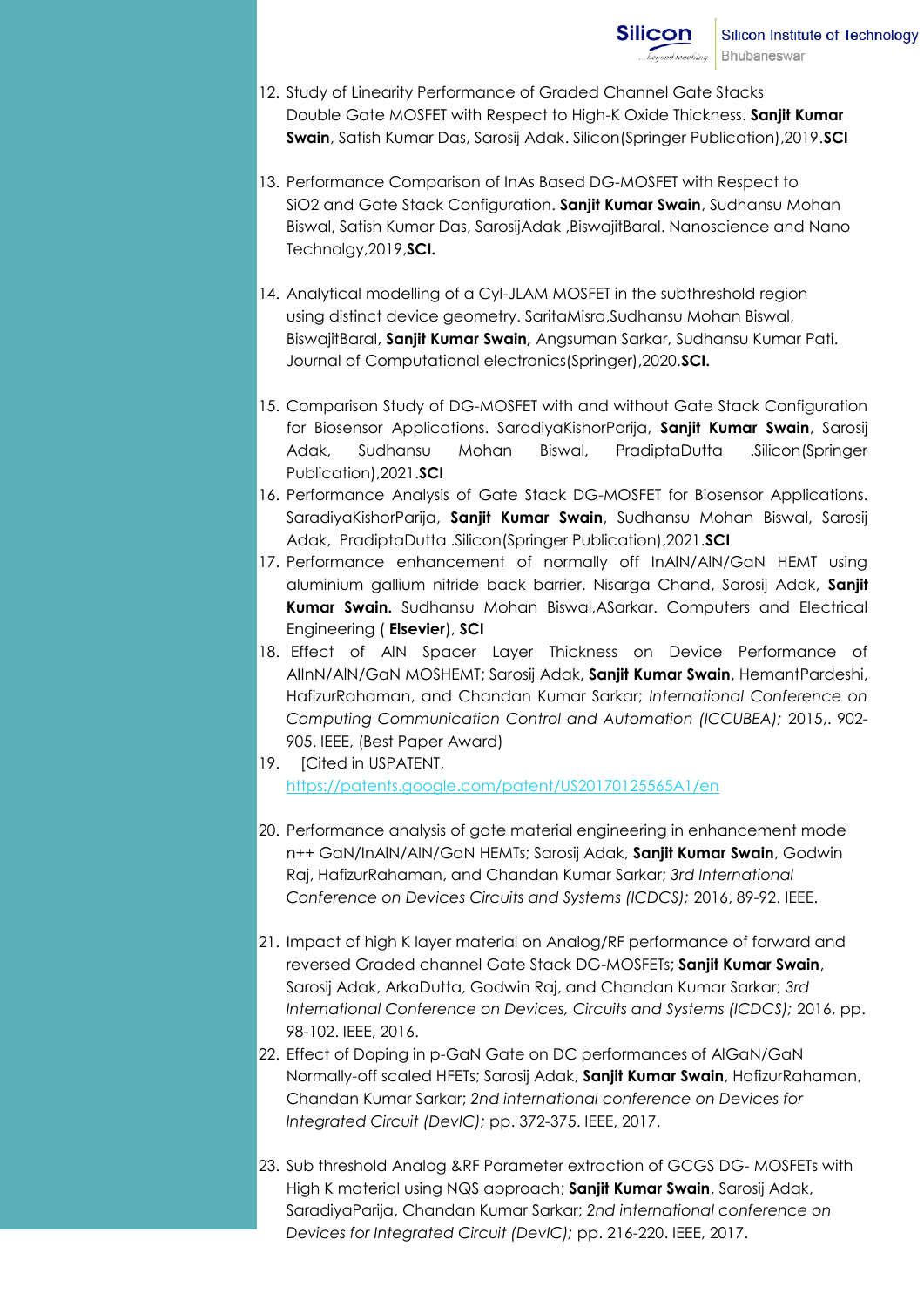12. Study of Linearity Performance of Graded Channel Gate Stacks Double Gate MOSFET with Respect to High-K Oxide Thickness. **Sanjit Kumar Swain**, Satish Kumar Das, Sarosij Adak. Silicon(Springer Publication),2019.**SCI**

13. Performance Comparison of InAs Based DG-MOSFET with Respect to SiO2 and Gate Stack Configuration. **Sanjit Kumar Swain**, Sudhansu Mohan Biswal, Satish Kumar Das, SarosijAdak ,BiswajitBaral. Nanoscience and Nano Technolgy,2019,**SCI.**

14. Analytical modelling of a Cyl-JLAM MOSFET in the subthreshold region using distinct device geometry. SaritaMisra,Sudhansu Mohan Biswal, BiswajitBaral, **Sanjit Kumar Swain,** Angsuman Sarkar, Sudhansu Kumar Pati. Journal of Computational electronics(Springer),2020.**SCI.**

15. Comparison Study of DG-MOSFET with and without Gate Stack Configuration for Biosensor Applications. SaradiyaKishorParija, **Sanjit Kumar Swain**, Sarosij Adak, Sudhansu Mohan Biswal, PradiptaDutta .Silicon(Springer Publication),2021.**SCI**
16. Performance Analysis of Gate Stack DG-MOSFET for Biosensor Applications. SaradiyaKishorParija, **Sanjit Kumar Swain**, Sudhansu Mohan Biswal, Sarosij Adak, PradiptaDutta .Silicon(Springer Publication),2021.**SCI**
17. Performance enhancement of normally off InAlN/AlN/GaN HEMT using aluminium gallium nitride back barrier. Nisarga Chand, Sarosij Adak, **Sanjit Kumar Swain.** Sudhansu Mohan Biswal,ASarkar. Computers and Electrical Engineering ( **Elsevier**), **SCI**
18. Effect of AlN Spacer Layer Thickness on Device Performance of AlInN/AlN/GaN MOSHEMT; Sarosij Adak, **Sanjit Kumar Swain**, HemantPardeshi, HafizurRahaman, and Chandan Kumar Sarkar; *International Conference on Computing Communication Control and Automation (ICCUBEA);* 2015,. 902-905. IEEE, (Best Paper Award)
19. [Cited in USPATENT, https://patents.google.com/patent/US20170125565A1/en

20. Performance analysis of gate material engineering in enhancement mode n++ GaN/InAlN/AlN/GaN HEMTs; Sarosij Adak, **Sanjit Kumar Swain**, Godwin Raj, HafizurRahaman, and Chandan Kumar Sarkar; *3rd International Conference on Devices Circuits and Systems (ICDCS);* 2016, 89-92. IEEE.

21. Impact of high K layer material on Analog/RF performance of forward and reversed Graded channel Gate Stack DG-MOSFETs; **Sanjit Kumar Swain**, Sarosij Adak, ArkaDutta, Godwin Raj, and Chandan Kumar Sarkar; *3rd International Conference on Devices, Circuits and Systems (ICDCS);* 2016, pp. 98-102. IEEE, 2016.
22. Effect of Doping in p-GaN Gate on DC performances of AlGaN/GaN Normally-off scaled HFETs; Sarosij Adak, **Sanjit Kumar Swain**, HafizurRahaman, Chandan Kumar Sarkar; *2nd international conference on Devices for Integrated Circuit (DevIC);* pp. 372-375. IEEE, 2017.

23. Sub threshold Analog &RF Parameter extraction of GCGS DG- MOSFETs with High K material using NQS approach; **Sanjit Kumar Swain**, Sarosij Adak, SaradiyaParija, Chandan Kumar Sarkar; *2nd international conference on Devices for Integrated Circuit (DevIC);* pp. 216-220. IEEE, 2017.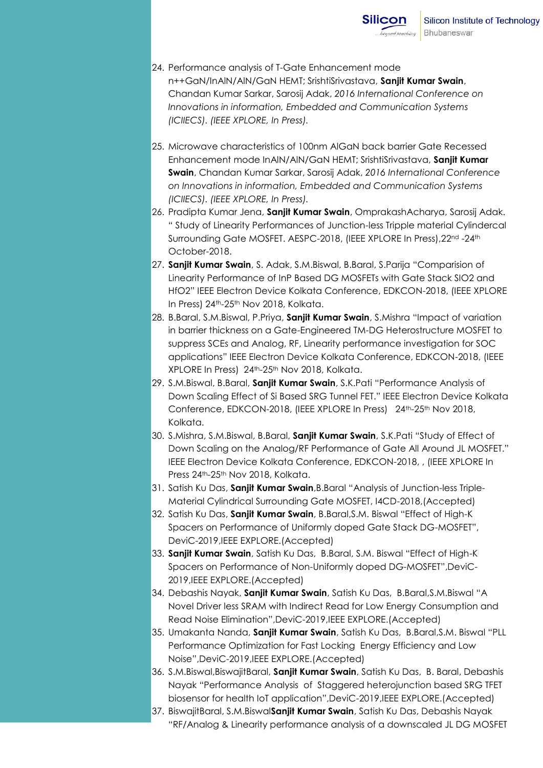24. Performance analysis of T-Gate Enhancement mode n++GaN/InAlN/AlN/GaN HEMT; SrishtiSrivastava, **Sanjit Kumar Swain**, Chandan Kumar Sarkar, Sarosij Adak, *2016 International Conference on Innovations in information, Embedded and Communication Systems (ICIIECS). (IEEE XPLORE, In Press).*

25. Microwave characteristics of 100nm AlGaN back barrier Gate Recessed Enhancement mode InAlN/AlN/GaN HEMT; SrishtiSrivastava, **Sanjit Kumar Swain**, Chandan Kumar Sarkar, Sarosij Adak, *2016 International Conference on Innovations in information, Embedded and Communication Systems (ICIIECS). (IEEE XPLORE, In Press).*
26. Pradipta Kumar Jena, **Sanjit Kumar Swain**, OmprakashAcharya, Sarosij Adak. " Study of Linearity Performances of Junction-less Tripple material Cylindercal Surrounding Gate MOSFET. AESPC-2018, (IEEE XPLORE In Press),22nd -24th October-2018.
27. **Sanjit Kumar Swain**, S. Adak, S.M.Biswal, B.Baral, S.Parija "Comparision of Linearity Performance of InP Based DG MOSFETs with Gate Stack SIO2 and HfO2" IEEE Electron Device Kolkata Conference, EDKCON-2018, (IEEE XPLORE In Press) 24th-25th Nov 2018, Kolkata.
28. B.Baral, S.M.Biswal, P.Priya, **Sanjit Kumar Swain**, S.Mishra "Impact of variation in barrier thickness on a Gate-Engineered TM-DG Heterostructure MOSFET to suppress SCEs and Analog, RF, Linearity performance investigation for SOC applications" IEEE Electron Device Kolkata Conference, EDKCON-2018, (IEEE XPLORE In Press) 24th-25th Nov 2018, Kolkata.
29. S.M.Biswal, B.Baral, **Sanjit Kumar Swain**, S.K.Pati "Performance Analysis of Down Scaling Effect of Si Based SRG Tunnel FET." IEEE Electron Device Kolkata Conference, EDKCON-2018, (IEEE XPLORE In Press) 24th-25th Nov 2018, Kolkata.
30. S.Mishra, S.M.Biswal, B.Baral, **Sanjit Kumar Swain**, S.K.Pati "Study of Effect of Down Scaling on the Analog/RF Performance of Gate All Around JL MOSFET." IEEE Electron Device Kolkata Conference, EDKCON-2018, , (IEEE XPLORE In Press 24th-25th Nov 2018, Kolkata.
31. Satish Ku Das, **Sanjit Kumar Swain**,B.Baral "Analysis of Junction-less Triple-Material Cylindrical Surrounding Gate MOSFET, I4CD-2018,(Accepted)
32. Satish Ku Das, **Sanjit Kumar Swain**, B.Baral,S.M. Biswal "Effect of High-K Spacers on Performance of Uniformly doped Gate Stack DG-MOSFET", DeviC-2019,IEEE EXPLORE.(Accepted)
33. **Sanjit Kumar Swain**, Satish Ku Das, B.Baral, S.M. Biswal "Effect of High-K Spacers on Performance of Non-Uniformly doped DG-MOSFET",DeviC-2019,IEEE EXPLORE.(Accepted)
34. Debashis Nayak, **Sanjit Kumar Swain**, Satish Ku Das, B.Baral,S.M.Biswal "A Novel Driver less SRAM with Indirect Read for Low Energy Consumption and Read Noise Elimination",DeviC-2019,IEEE EXPLORE.(Accepted)
35. Umakanta Nanda, **Sanjit Kumar Swain**, Satish Ku Das, B.Baral,S.M. Biswal "PLL Performance Optimization for Fast Locking Energy Efficiency and Low Noise",DeviC-2019,IEEE EXPLORE.(Accepted)
36. S.M.Biswal,BiswajitBaral, **Sanjit Kumar Swain**, Satish Ku Das, B. Baral, Debashis Nayak "Performance Analysis of Staggered heterojunction based SRG TFET biosensor for health IoT application",DeviC-2019,IEEE EXPLORE.(Accepted)
37. BiswajitBaral, S.M.Biswal**Sanjit Kumar Swain**, Satish Ku Das, Debashis Nayak "RF/Analog & Linearity performance analysis of a downscaled JL DG MOSFET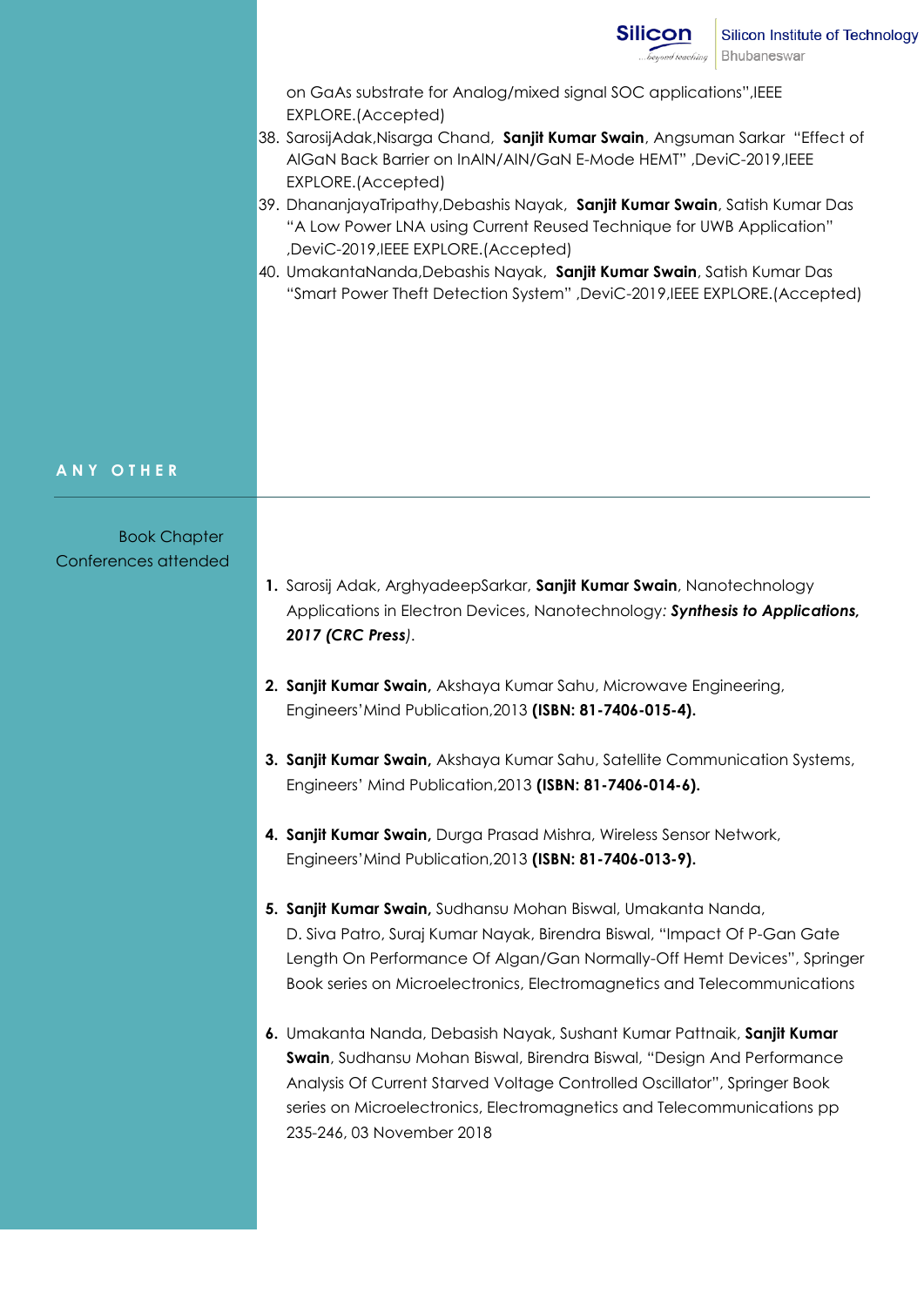on GaAs substrate for Analog/mixed signal SOC applications",IEEE EXPLORE.(Accepted)

38. SarosijAdak,Nisarga Chand, **Sanjit Kumar Swain**, Angsuman Sarkar "Effect of AlGaN Back Barrier on InAlN/AlN/GaN E-Mode HEMT" ,DeviC-2019,IEEE EXPLORE.(Accepted)
39. DhananjayaTripathy,Debashis Nayak, **Sanjit Kumar Swain**, Satish Kumar Das "A Low Power LNA using Current Reused Technique for UWB Application" ,DeviC-2019,IEEE EXPLORE.(Accepted)
40. UmakantaNanda,Debashis Nayak, **Sanjit Kumar Swain**, Satish Kumar Das "Smart Power Theft Detection System" ,DeviC-2019,IEEE EXPLORE.(Accepted)

## ANY OTHER

Book Chapter
Conferences attended

1. Sarosij Adak, ArghyadeepSarkar, **Sanjit Kumar Swain**, Nanotechnology Applications in Electron Devices, Nanotechnology: ***Synthesis to Applications, 2017 (CRC Press***).
2. **Sanjit Kumar Swain,** Akshaya Kumar Sahu, Microwave Engineering, Engineers'Mind Publication,2013 **(ISBN: 81-7406-015-4).**
3. **Sanjit Kumar Swain,** Akshaya Kumar Sahu, Satellite Communication Systems, Engineers' Mind Publication,2013 **(ISBN: 81-7406-014-6).**
4. **Sanjit Kumar Swain,** Durga Prasad Mishra, Wireless Sensor Network, Engineers'Mind Publication,2013 **(ISBN: 81-7406-013-9).**
5. **Sanjit Kumar Swain,** Sudhansu Mohan Biswal, Umakanta Nanda, D. Siva Patro, Suraj Kumar Nayak, Birendra Biswal, "Impact Of P-Gan Gate Length On Performance Of Algan/Gan Normally-Off Hemt Devices", Springer Book series on Microelectronics, Electromagnetics and Telecommunications
6. Umakanta Nanda, Debasish Nayak, Sushant Kumar Pattnaik, **Sanjit Kumar Swain**, Sudhansu Mohan Biswal, Birendra Biswal, "Design And Performance Analysis Of Current Starved Voltage Controlled Oscillator", Springer Book series on Microelectronics, Electromagnetics and Telecommunications pp 235-246, 03 November 2018